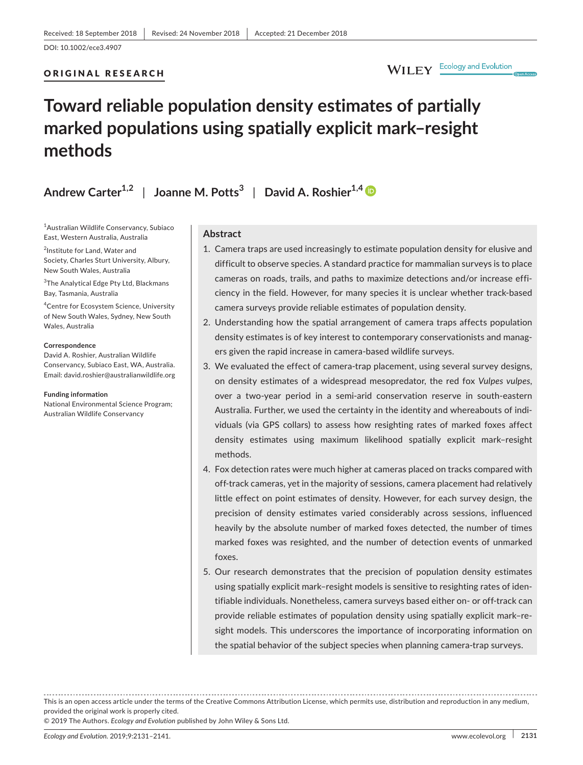Received: 18 September 2018 | Revised: 24 November 2018 | Accepted: 21 December 2018

DOI: 10.1002/ece3.4907

ORIGINAL RESEARCH

# Toward reliable population density estimates of partially marked populations using spatially explicit mark–resight methods

**Andrew Carter[1,2] | Joanne M. Potts[3] | David A. Roshier[1,4]**

[1]Australian Wildlife Conservancy, Subiaco East, Western Australia, Australia

[2]Institute for Land, Water and Society, Charles Sturt University, Albury, New South Wales, Australia

[3]The Analytical Edge Pty Ltd, Blackmans Bay, Tasmania, Australia

[4]Centre for Ecosystem Science, University of New South Wales, Sydney, New South Wales, Australia

**Correspondence**
David A. Roshier, Australian Wildlife Conservancy, Subiaco East, WA, Australia.
Email: david.roshier@australianwildlife.org

**Funding information**
National Environmental Science Program; Australian Wildlife Conservancy

## Abstract

1. Camera traps are used increasingly to estimate population density for elusive and difficult to observe species. A standard practice for mammalian surveys is to place cameras on roads, trails, and paths to maximize detections and/or increase efficiency in the field. However, for many species it is unclear whether track-based camera surveys provide reliable estimates of population density.
2. Understanding how the spatial arrangement of camera traps affects population density estimates is of key interest to contemporary conservationists and managers given the rapid increase in camera-based wildlife surveys.
3. We evaluated the effect of camera-trap placement, using several survey designs, on density estimates of a widespread mesopredator, the red fox *Vulpes vulpes*, over a two-year period in a semi-arid conservation reserve in south-eastern Australia. Further, we used the certainty in the identity and whereabouts of individuals (via GPS collars) to assess how resighting rates of marked foxes affect density estimates using maximum likelihood spatially explicit mark–resight methods.
4. Fox detection rates were much higher at cameras placed on tracks compared with off-track cameras, yet in the majority of sessions, camera placement had relatively little effect on point estimates of density. However, for each survey design, the precision of density estimates varied considerably across sessions, influenced heavily by the absolute number of marked foxes detected, the number of times marked foxes was resighted, and the number of detection events of unmarked foxes.
5. Our research demonstrates that the precision of population density estimates using spatially explicit mark–resight models is sensitive to resighting rates of identifiable individuals. Nonetheless, camera surveys based either on- or off-track can provide reliable estimates of population density using spatially explicit mark–resight models. This underscores the importance of incorporating information on the spatial behavior of the subject species when planning camera-trap surveys.

This is an open access article under the terms of the Creative Commons Attribution License, which permits use, distribution and reproduction in any medium, provided the original work is properly cited.
© 2019 The Authors. *Ecology and Evolution* published by John Wiley & Sons Ltd.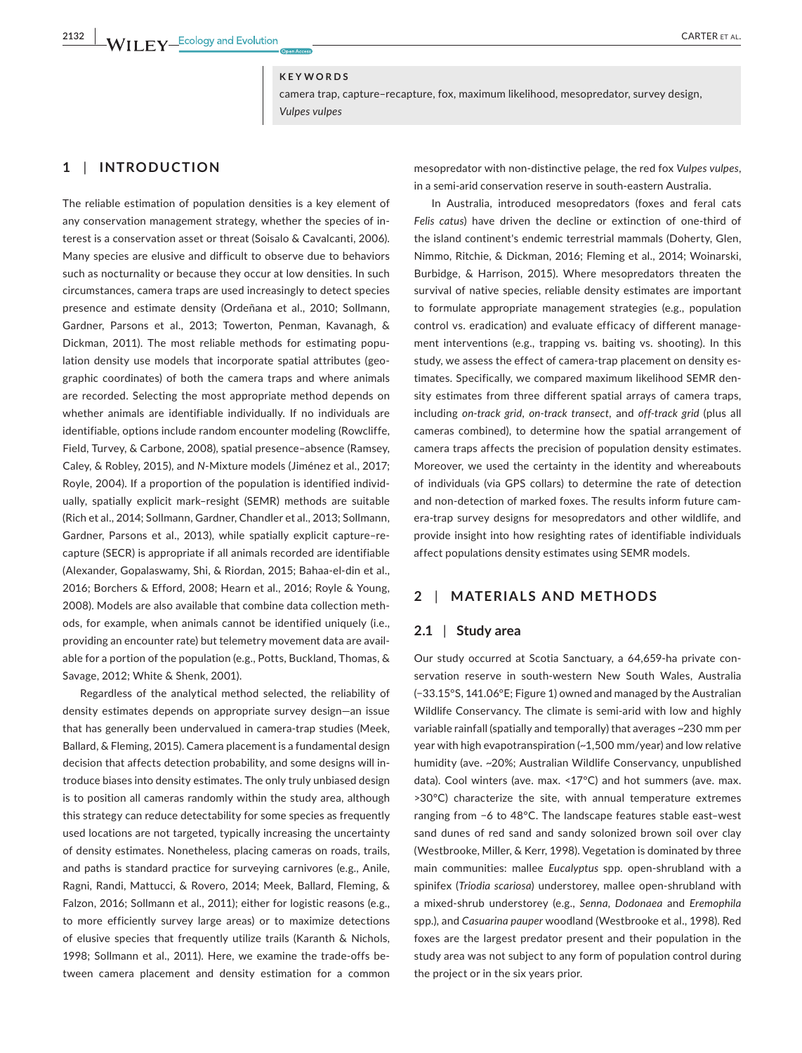**KEYWORDS**

camera trap, capture–recapture, fox, maximum likelihood, mesopredator, survey design, *Vulpes vulpes*

## 1 | INTRODUCTION

The reliable estimation of population densities is a key element of any conservation management strategy, whether the species of interest is a conservation asset or threat (Soisalo & Cavalcanti, 2006). Many species are elusive and difficult to observe due to behaviors such as nocturnality or because they occur at low densities. In such circumstances, camera traps are used increasingly to detect species presence and estimate density (Ordeñana et al., 2010; Sollmann, Gardner, Parsons et al., 2013; Towerton, Penman, Kavanagh, & Dickman, 2011). The most reliable methods for estimating population density use models that incorporate spatial attributes (geographic coordinates) of both the camera traps and where animals are recorded. Selecting the most appropriate method depends on whether animals are identifiable individually. If no individuals are identifiable, options include random encounter modeling (Rowcliffe, Field, Turvey, & Carbone, 2008), spatial presence–absence (Ramsey, Caley, & Robley, 2015), and *N*-Mixture models (Jiménez et al., 2017; Royle, 2004). If a proportion of the population is identified individually, spatially explicit mark–resight (SEMR) methods are suitable (Rich et al., 2014; Sollmann, Gardner, Chandler et al., 2013; Sollmann, Gardner, Parsons et al., 2013), while spatially explicit capture–recapture (SECR) is appropriate if all animals recorded are identifiable (Alexander, Gopalaswamy, Shi, & Riordan, 2015; Bahaa-el-din et al., 2016; Borchers & Efford, 2008; Hearn et al., 2016; Royle & Young, 2008). Models are also available that combine data collection methods, for example, when animals cannot be identified uniquely (i.e., providing an encounter rate) but telemetry movement data are available for a portion of the population (e.g., Potts, Buckland, Thomas, & Savage, 2012; White & Shenk, 2001).

Regardless of the analytical method selected, the reliability of density estimates depends on appropriate survey design—an issue that has generally been undervalued in camera-trap studies (Meek, Ballard, & Fleming, 2015). Camera placement is a fundamental design decision that affects detection probability, and some designs will introduce biases into density estimates. The only truly unbiased design is to position all cameras randomly within the study area, although this strategy can reduce detectability for some species as frequently used locations are not targeted, typically increasing the uncertainty of density estimates. Nonetheless, placing cameras on roads, trails, and paths is standard practice for surveying carnivores (e.g., Anile, Ragni, Randi, Mattucci, & Rovero, 2014; Meek, Ballard, Fleming, & Falzon, 2016; Sollmann et al., 2011); either for logistic reasons (e.g., to more efficiently survey large areas) or to maximize detections of elusive species that frequently utilize trails (Karanth & Nichols, 1998; Sollmann et al., 2011). Here, we examine the trade-offs between camera placement and density estimation for a common mesopredator with non-distinctive pelage, the red fox *Vulpes vulpes*, in a semi-arid conservation reserve in south-eastern Australia.

In Australia, introduced mesopredators (foxes and feral cats *Felis catus*) have driven the decline or extinction of one-third of the island continent's endemic terrestrial mammals (Doherty, Glen, Nimmo, Ritchie, & Dickman, 2016; Fleming et al., 2014; Woinarski, Burbidge, & Harrison, 2015). Where mesopredators threaten the survival of native species, reliable density estimates are important to formulate appropriate management strategies (e.g., population control vs. eradication) and evaluate efficacy of different management interventions (e.g., trapping vs. baiting vs. shooting). In this study, we assess the effect of camera-trap placement on density estimates. Specifically, we compared maximum likelihood SEMR density estimates from three different spatial arrays of camera traps, including *on-track grid*, *on-track transect*, and *off-track grid* (plus all cameras combined), to determine how the spatial arrangement of camera traps affects the precision of population density estimates. Moreover, we used the certainty in the identity and whereabouts of individuals (via GPS collars) to determine the rate of detection and non-detection of marked foxes. The results inform future camera-trap survey designs for mesopredators and other wildlife, and provide insight into how resighting rates of identifiable individuals affect populations density estimates using SEMR models.

## 2 | MATERIALS AND METHODS

### 2.1 | Study area

Our study occurred at Scotia Sanctuary, a 64,659-ha private conservation reserve in south-western New South Wales, Australia (−33.15°S, 141.06°E; Figure 1) owned and managed by the Australian Wildlife Conservancy. The climate is semi-arid with low and highly variable rainfall (spatially and temporally) that averages ~230 mm per year with high evapotranspiration (~1,500 mm/year) and low relative humidity (ave. ~20%; Australian Wildlife Conservancy, unpublished data). Cool winters (ave. max. <17°C) and hot summers (ave. max. >30°C) characterize the site, with annual temperature extremes ranging from −6 to 48°C. The landscape features stable east–west sand dunes of red sand and sandy solonized brown soil over clay (Westbrooke, Miller, & Kerr, 1998). Vegetation is dominated by three main communities: mallee *Eucalyptus* spp. open-shrubland with a spinifex (*Triodia scariosa*) understorey, mallee open-shrubland with a mixed-shrub understorey (e.g., *Senna*, *Dodonaea* and *Eremophila* spp.), and *Casuarina pauper* woodland (Westbrooke et al., 1998). Red foxes are the largest predator present and their population in the study area was not subject to any form of population control during the project or in the six years prior.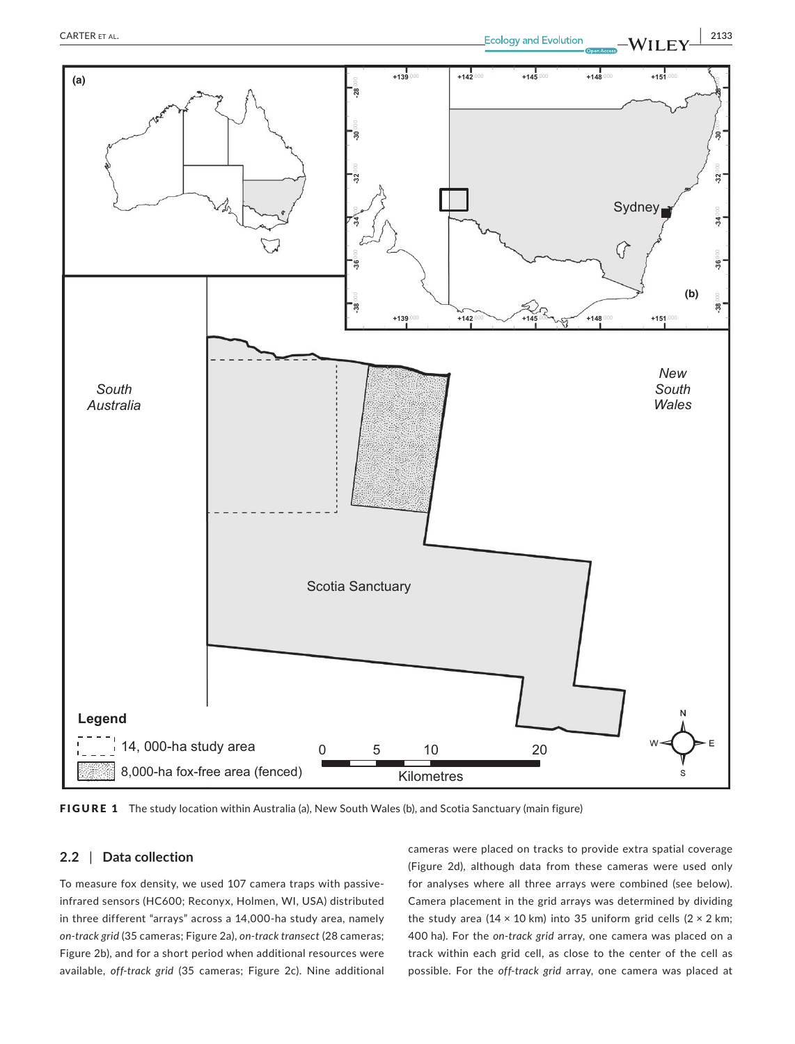**FIGURE 1** The study location within Australia (a), New South Wales (b), and Scotia Sanctuary (main figure)

## 2.2 | Data collection

To measure fox density, we used 107 camera traps with passive-infrared sensors (HC600; Reconyx, Holmen, WI, USA) distributed in three different "arrays" across a 14,000-ha study area, namely *on-track grid* (35 cameras; Figure 2a), *on-track transect* (28 cameras; Figure 2b), and for a short period when additional resources were available, *off-track grid* (35 cameras; Figure 2c). Nine additional cameras were placed on tracks to provide extra spatial coverage (Figure 2d), although data from these cameras were used only for analyses where all three arrays were combined (see below). Camera placement in the grid arrays was determined by dividing the study area (14 × 10 km) into 35 uniform grid cells (2 × 2 km; 400 ha). For the *on-track grid* array, one camera was placed on a track within each grid cell, as close to the center of the cell as possible. For the *off-track grid* array, one camera was placed at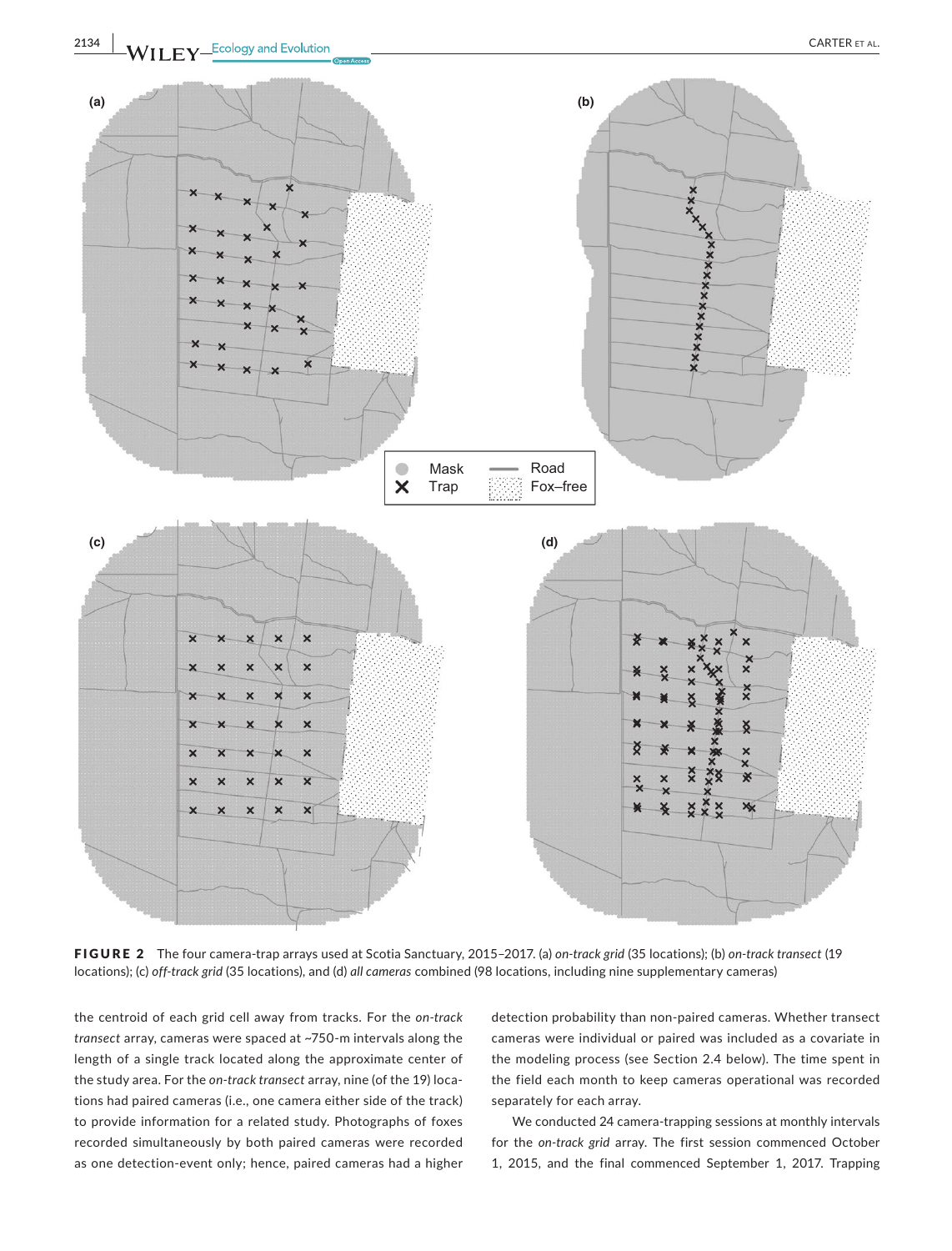FIGURE 2 The four camera-trap arrays used at Scotia Sanctuary, 2015–2017. (a) *on-track grid* (35 locations); (b) *on-track transect* (19 locations); (c) *off-track grid* (35 locations), and (d) *all cameras* combined (98 locations, including nine supplementary cameras)

the centroid of each grid cell away from tracks. For the *on-track transect* array, cameras were spaced at ~750-m intervals along the length of a single track located along the approximate center of the study area. For the *on-track transect* array, nine (of the 19) locations had paired cameras (i.e., one camera either side of the track) to provide information for a related study. Photographs of foxes recorded simultaneously by both paired cameras were recorded as one detection-event only; hence, paired cameras had a higher detection probability than non-paired cameras. Whether transect cameras were individual or paired was included as a covariate in the modeling process (see Section 2.4 below). The time spent in the field each month to keep cameras operational was recorded separately for each array.

We conducted 24 camera-trapping sessions at monthly intervals for the *on-track grid* array. The first session commenced October 1, 2015, and the final commenced September 1, 2017. Trapping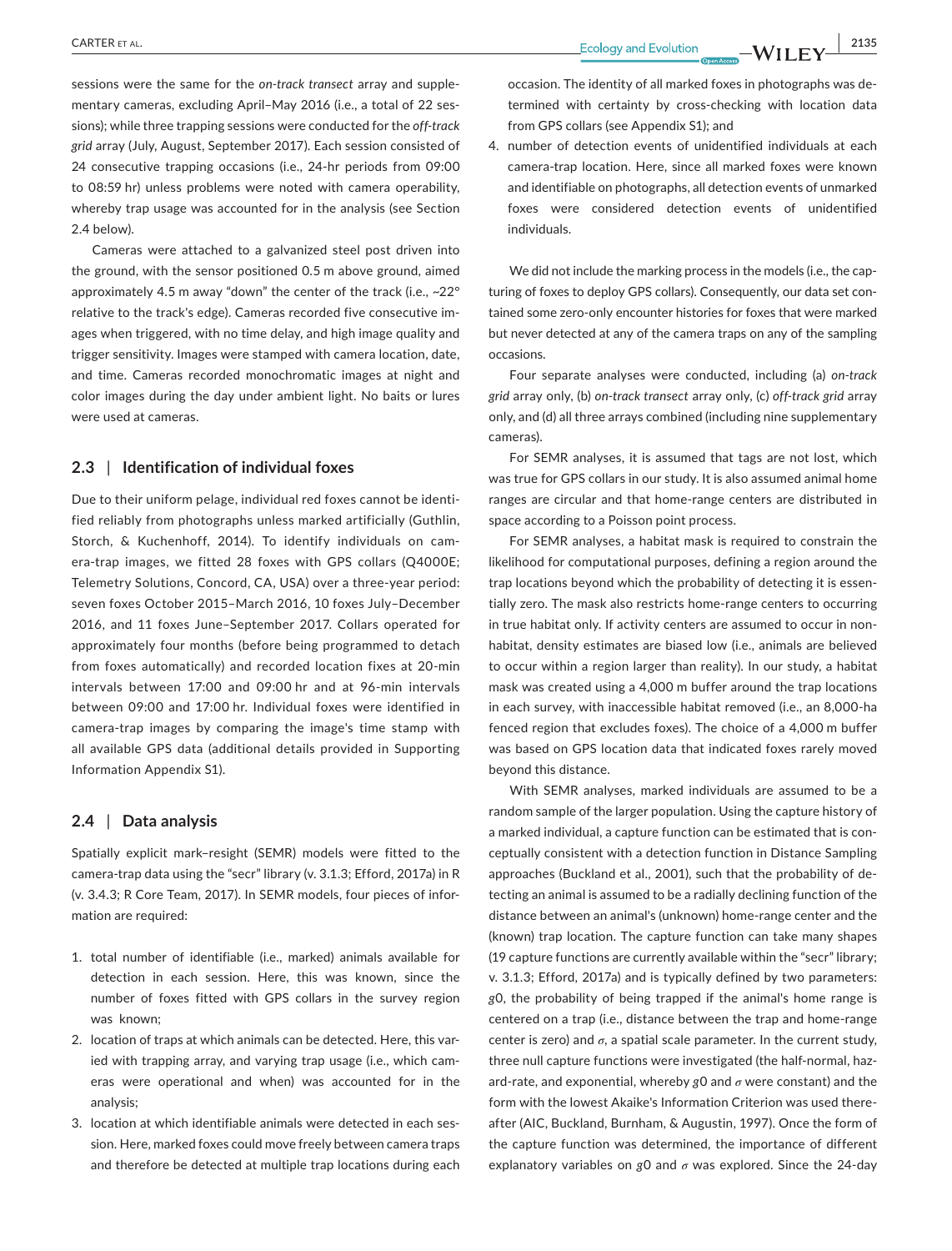sessions were the same for the *on-track transect* array and supplementary cameras, excluding April–May 2016 (i.e., a total of 22 sessions); while three trapping sessions were conducted for the *off-track grid* array (July, August, September 2017). Each session consisted of 24 consecutive trapping occasions (i.e., 24-hr periods from 09:00 to 08:59 hr) unless problems were noted with camera operability, whereby trap usage was accounted for in the analysis (see Section 2.4 below).

Cameras were attached to a galvanized steel post driven into the ground, with the sensor positioned 0.5 m above ground, aimed approximately 4.5 m away "down" the center of the track (i.e., ~22° relative to the track's edge). Cameras recorded five consecutive images when triggered, with no time delay, and high image quality and trigger sensitivity. Images were stamped with camera location, date, and time. Cameras recorded monochromatic images at night and color images during the day under ambient light. No baits or lures were used at cameras.

## 2.3 | Identification of individual foxes

Due to their uniform pelage, individual red foxes cannot be identified reliably from photographs unless marked artificially (Guthlin, Storch, & Kuchenhoff, 2014). To identify individuals on camera-trap images, we fitted 28 foxes with GPS collars (Q4000E; Telemetry Solutions, Concord, CA, USA) over a three-year period: seven foxes October 2015–March 2016, 10 foxes July–December 2016, and 11 foxes June–September 2017. Collars operated for approximately four months (before being programmed to detach from foxes automatically) and recorded location fixes at 20-min intervals between 17:00 and 09:00 hr and at 96-min intervals between 09:00 and 17:00 hr. Individual foxes were identified in camera-trap images by comparing the image's time stamp with all available GPS data (additional details provided in Supporting Information Appendix S1).

## 2.4 | Data analysis

Spatially explicit mark–resight (SEMR) models were fitted to the camera-trap data using the "secr" library (v. 3.1.3; Efford, 2017a) in R (v. 3.4.3; R Core Team, 2017). In SEMR models, four pieces of information are required:

1. total number of identifiable (i.e., marked) animals available for detection in each session. Here, this was known, since the number of foxes fitted with GPS collars in the survey region was known;
2. location of traps at which animals can be detected. Here, this varied with trapping array, and varying trap usage (i.e., which cameras were operational and when) was accounted for in the analysis;
3. location at which identifiable animals were detected in each session. Here, marked foxes could move freely between camera traps and therefore be detected at multiple trap locations during each occasion. The identity of all marked foxes in photographs was determined with certainty by cross-checking with location data from GPS collars (see Appendix S1); and
4. number of detection events of unidentified individuals at each camera-trap location. Here, since all marked foxes were known and identifiable on photographs, all detection events of unmarked foxes were considered detection events of unidentified individuals.

We did not include the marking process in the models (i.e., the capturing of foxes to deploy GPS collars). Consequently, our data set contained some zero-only encounter histories for foxes that were marked but never detected at any of the camera traps on any of the sampling occasions.

Four separate analyses were conducted, including (a) *on-track grid* array only, (b) *on-track transect* array only, (c) *off-track grid* array only, and (d) all three arrays combined (including nine supplementary cameras).

For SEMR analyses, it is assumed that tags are not lost, which was true for GPS collars in our study. It is also assumed animal home ranges are circular and that home-range centers are distributed in space according to a Poisson point process.

For SEMR analyses, a habitat mask is required to constrain the likelihood for computational purposes, defining a region around the trap locations beyond which the probability of detecting it is essentially zero. The mask also restricts home-range centers to occurring in true habitat only. If activity centers are assumed to occur in non-habitat, density estimates are biased low (i.e., animals are believed to occur within a region larger than reality). In our study, a habitat mask was created using a 4,000 m buffer around the trap locations in each survey, with inaccessible habitat removed (i.e., an 8,000-ha fenced region that excludes foxes). The choice of a 4,000 m buffer was based on GPS location data that indicated foxes rarely moved beyond this distance.

With SEMR analyses, marked individuals are assumed to be a random sample of the larger population. Using the capture history of a marked individual, a capture function can be estimated that is conceptually consistent with a detection function in Distance Sampling approaches (Buckland et al., 2001), such that the probability of detecting an animal is assumed to be a radially declining function of the distance between an animal's (unknown) home-range center and the (known) trap location. The capture function can take many shapes (19 capture functions are currently available within the "secr" library; v. 3.1.3; Efford, 2017a) and is typically defined by two parameters: $g0$, the probability of being trapped if the animal's home range is centered on a trap (i.e., distance between the trap and home-range center is zero) and $\sigma$, a spatial scale parameter. In the current study, three null capture functions were investigated (the half-normal, hazard-rate, and exponential, whereby $g0$ and $\sigma$ were constant) and the form with the lowest Akaike's Information Criterion was used thereafter (AIC, Buckland, Burnham, & Augustin, 1997). Once the form of the capture function was determined, the importance of different explanatory variables on $g0$ and $\sigma$ was explored. Since the 24-day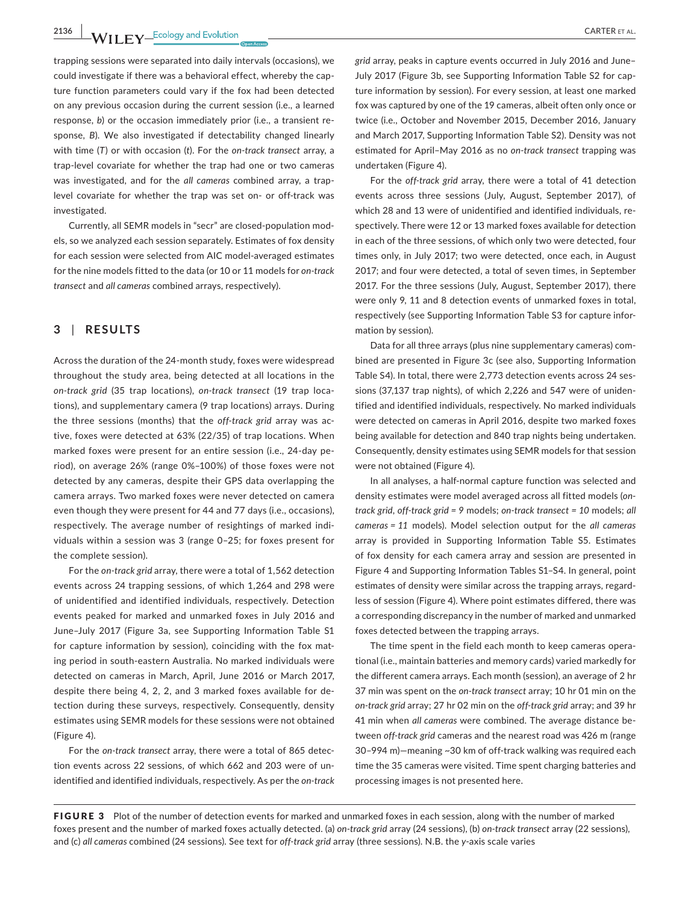trapping sessions were separated into daily intervals (occasions), we could investigate if there was a behavioral effect, whereby the capture function parameters could vary if the fox had been detected on any previous occasion during the current session (i.e., a learned response, *b*) or the occasion immediately prior (i.e., a transient response, *B*). We also investigated if detectability changed linearly with time (*T*) or with occasion (*t*). For the *on-track transect* array, a trap-level covariate for whether the trap had one or two cameras was investigated, and for the *all cameras* combined array, a trap-level covariate for whether the trap was set on- or off-track was investigated.

Currently, all SEMR models in "secr" are closed-population models, so we analyzed each session separately. Estimates of fox density for each session were selected from AIC model-averaged estimates for the nine models fitted to the data (or 10 or 11 models for *on-track transect* and *all cameras* combined arrays, respectively).

## 3 | RESULTS

Across the duration of the 24-month study, foxes were widespread throughout the study area, being detected at all locations in the *on-track grid* (35 trap locations), *on-track transect* (19 trap locations), and supplementary camera (9 trap locations) arrays. During the three sessions (months) that the *off-track grid* array was active, foxes were detected at 63% (22/35) of trap locations. When marked foxes were present for an entire session (i.e., 24-day period), on average 26% (range 0%–100%) of those foxes were not detected by any cameras, despite their GPS data overlapping the camera arrays. Two marked foxes were never detected on camera even though they were present for 44 and 77 days (i.e., occasions), respectively. The average number of resightings of marked individuals within a session was 3 (range 0–25; for foxes present for the complete session).

For the *on-track grid* array, there were a total of 1,562 detection events across 24 trapping sessions, of which 1,264 and 298 were of unidentified and identified individuals, respectively. Detection events peaked for marked and unmarked foxes in July 2016 and June–July 2017 (Figure 3a, see Supporting Information Table S1 for capture information by session), coinciding with the fox mating period in south-eastern Australia. No marked individuals were detected on cameras in March, April, June 2016 or March 2017, despite there being 4, 2, 2, and 3 marked foxes available for detection during these surveys, respectively. Consequently, density estimates using SEMR models for these sessions were not obtained (Figure 4).

For the *on-track transect* array, there were a total of 865 detection events across 22 sessions, of which 662 and 203 were of unidentified and identified individuals, respectively. As per the *on-track grid* array, peaks in capture events occurred in July 2016 and June–July 2017 (Figure 3b, see Supporting Information Table S2 for capture information by session). For every session, at least one marked fox was captured by one of the 19 cameras, albeit often only once or twice (i.e., October and November 2015, December 2016, January and March 2017, Supporting Information Table S2). Density was not estimated for April–May 2016 as no *on-track transect* trapping was undertaken (Figure 4).

For the *off-track grid* array, there were a total of 41 detection events across three sessions (July, August, September 2017), of which 28 and 13 were of unidentified and identified individuals, respectively. There were 12 or 13 marked foxes available for detection in each of the three sessions, of which only two were detected, four times only, in July 2017; two were detected, once each, in August 2017; and four were detected, a total of seven times, in September 2017. For the three sessions (July, August, September 2017), there were only 9, 11 and 8 detection events of unmarked foxes in total, respectively (see Supporting Information Table S3 for capture information by session).

Data for all three arrays (plus nine supplementary cameras) combined are presented in Figure 3c (see also, Supporting Information Table S4). In total, there were 2,773 detection events across 24 sessions (37,137 trap nights), of which 2,226 and 547 were of unidentified and identified individuals, respectively. No marked individuals were detected on cameras in April 2016, despite two marked foxes being available for detection and 840 trap nights being undertaken. Consequently, density estimates using SEMR models for that session were not obtained (Figure 4).

In all analyses, a half-normal capture function was selected and density estimates were model averaged across all fitted models (*on-track grid*, *off-track grid* = 9 models; *on-track transect* = 10 models; *all cameras* = 11 models). Model selection output for the *all cameras* array is provided in Supporting Information Table S5. Estimates of fox density for each camera array and session are presented in Figure 4 and Supporting Information Tables S1–S4. In general, point estimates of density were similar across the trapping arrays, regardless of session (Figure 4). Where point estimates differed, there was a corresponding discrepancy in the number of marked and unmarked foxes detected between the trapping arrays.

The time spent in the field each month to keep cameras operational (i.e., maintain batteries and memory cards) varied markedly for the different camera arrays. Each month (session), an average of 2 hr 37 min was spent on the *on-track transect* array; 10 hr 01 min on the *on-track grid* array; 27 hr 02 min on the *off-track grid* array; and 39 hr 41 min when *all cameras* were combined. The average distance between *off-track grid* cameras and the nearest road was 426 m (range 30–994 m)—meaning ~30 km of off-track walking was required each time the 35 cameras were visited. Time spent charging batteries and processing images is not presented here.

**FIGURE 3** Plot of the number of detection events for marked and unmarked foxes in each session, along with the number of marked foxes present and the number of marked foxes actually detected. (a) *on-track grid* array (24 sessions), (b) *on-track transect* array (22 sessions), and (c) *all cameras* combined (24 sessions). See text for *off-track grid* array (three sessions). N.B. the *y*-axis scale varies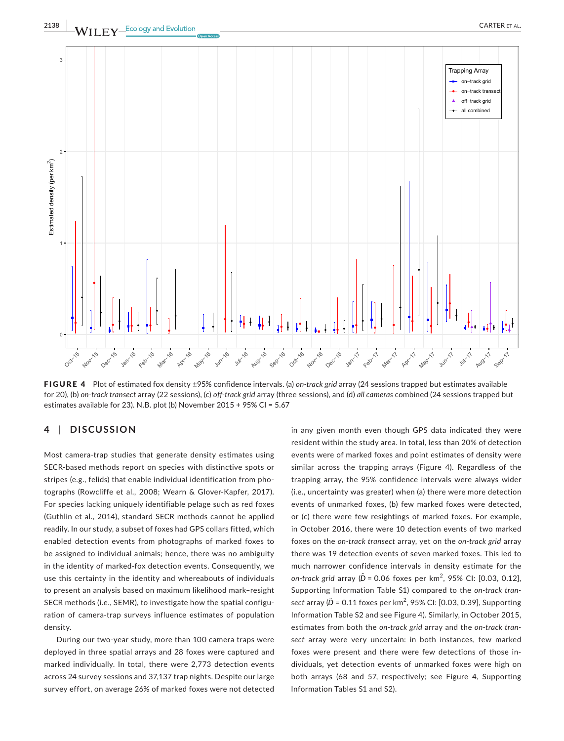**FIGURE 4** Plot of estimated fox density ±95% confidence intervals. (a) *on-track grid* array (24 sessions trapped but estimates available for 20), (b) *on-track transect* array (22 sessions), (c) *off-track grid* array (three sessions), and (d) *all cameras* combined (24 sessions trapped but estimates available for 23). N.B. plot (b) November 2015 + 95% CI = 5.67

## 4 | DISCUSSION

Most camera-trap studies that generate density estimates using SECR-based methods report on species with distinctive spots or stripes (e.g., felids) that enable individual identification from photographs (Rowcliffe et al., 2008; Wearn & Glover-Kapfer, 2017). For species lacking uniquely identifiable pelage such as red foxes (Guthlin et al., 2014), standard SECR methods cannot be applied readily. In our study, a subset of foxes had GPS collars fitted, which enabled detection events from photographs of marked foxes to be assigned to individual animals; hence, there was no ambiguity in the identity of marked-fox detection events. Consequently, we use this certainty in the identity and whereabouts of individuals to present an analysis based on maximum likelihood mark–resight SECR methods (i.e., SEMR), to investigate how the spatial configuration of camera-trap surveys influence estimates of population density.

During our two-year study, more than 100 camera traps were deployed in three spatial arrays and 28 foxes were captured and marked individually. In total, there were 2,773 detection events across 24 survey sessions and 37,137 trap nights. Despite our large survey effort, on average 26% of marked foxes were not detected in any given month even though GPS data indicated they were resident within the study area. In total, less than 20% of detection events were of marked foxes and point estimates of density were similar across the trapping arrays (Figure 4). Regardless of the trapping array, the 95% confidence intervals were always wider (i.e., uncertainty was greater) when (a) there were more detection events of unmarked foxes, (b) few marked foxes were detected, or (c) there were few resightings of marked foxes. For example, in October 2016, there were 10 detection events of two marked foxes on the *on-track transect* array, yet on the *on-track grid* array there was 19 detection events of seven marked foxes. This led to much narrower confidence intervals in density estimate for the *on-track grid* array ($\hat{D}$ = 0.06 foxes per km$^2$, 95% CI: [0.03, 0.12], Supporting Information Table S1) compared to the *on-track transect* array ($\hat{D}$ = 0.11 foxes per km$^2$, 95% CI: [0.03, 0.39], Supporting Information Table S2 and see Figure 4). Similarly, in October 2015, estimates from both the *on-track grid* array and the *on-track transect* array were very uncertain: in both instances, few marked foxes were present and there were few detections of those individuals, yet detection events of unmarked foxes were high on both arrays (68 and 57, respectively; see Figure 4, Supporting Information Tables S1 and S2).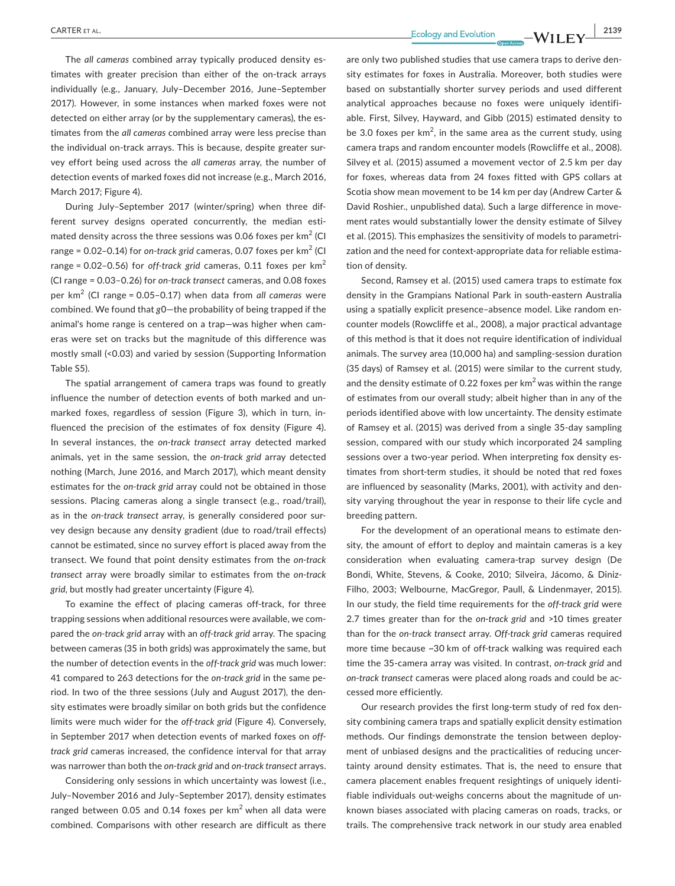The *all cameras* combined array typically produced density estimates with greater precision than either of the on-track arrays individually (e.g., January, July–December 2016, June–September 2017). However, in some instances when marked foxes were not detected on either array (or by the supplementary cameras), the estimates from the *all cameras* combined array were less precise than the individual on-track arrays. This is because, despite greater survey effort being used across the *all cameras* array, the number of detection events of marked foxes did not increase (e.g., March 2016, March 2017; Figure 4).

During July–September 2017 (winter/spring) when three different survey designs operated concurrently, the median estimated density across the three sessions was 0.06 foxes per km$^2$ (CI range = 0.02–0.14) for *on-track grid* cameras, 0.07 foxes per km$^2$ (CI range = 0.02–0.56) for *off-track grid* cameras, 0.11 foxes per km$^2$ (CI range = 0.03–0.26) for *on-track transect* cameras, and 0.08 foxes per km$^2$ (CI range = 0.05–0.17) when data from *all cameras* were combined. We found that $g0$—the probability of being trapped if the animal's home range is centered on a trap—was higher when cameras were set on tracks but the magnitude of this difference was mostly small (<0.03) and varied by session (Supporting Information Table S5).

The spatial arrangement of camera traps was found to greatly influence the number of detection events of both marked and unmarked foxes, regardless of session (Figure 3), which in turn, influenced the precision of the estimates of fox density (Figure 4). In several instances, the *on-track transect* array detected marked animals, yet in the same session, the *on-track grid* array detected nothing (March, June 2016, and March 2017), which meant density estimates for the *on-track grid* array could not be obtained in those sessions. Placing cameras along a single transect (e.g., road/trail), as in the *on-track transect* array, is generally considered poor survey design because any density gradient (due to road/trail effects) cannot be estimated, since no survey effort is placed away from the transect. We found that point density estimates from the *on-track transect* array were broadly similar to estimates from the *on-track grid*, but mostly had greater uncertainty (Figure 4).

To examine the effect of placing cameras off-track, for three trapping sessions when additional resources were available, we compared the *on-track grid* array with an *off-track grid* array. The spacing between cameras (35 in both grids) was approximately the same, but the number of detection events in the *off-track grid* was much lower: 41 compared to 263 detections for the *on-track grid* in the same period. In two of the three sessions (July and August 2017), the density estimates were broadly similar on both grids but the confidence limits were much wider for the *off-track grid* (Figure 4). Conversely, in September 2017 when detection events of marked foxes on *off-track grid* cameras increased, the confidence interval for that array was narrower than both the *on-track grid* and *on-track transect* arrays.

Considering only sessions in which uncertainty was lowest (i.e., July–November 2016 and July–September 2017), density estimates ranged between 0.05 and 0.14 foxes per km$^2$ when all data were combined. Comparisons with other research are difficult as there are only two published studies that use camera traps to derive density estimates for foxes in Australia. Moreover, both studies were based on substantially shorter survey periods and used different analytical approaches because no foxes were uniquely identifiable. First, Silvey, Hayward, and Gibb (2015) estimated density to be 3.0 foxes per km$^2$, in the same area as the current study, using camera traps and random encounter models (Rowcliffe et al., 2008). Silvey et al. (2015) assumed a movement vector of 2.5 km per day for foxes, whereas data from 24 foxes fitted with GPS collars at Scotia show mean movement to be 14 km per day (Andrew Carter & David Roshier., unpublished data). Such a large difference in movement rates would substantially lower the density estimate of Silvey et al. (2015). This emphasizes the sensitivity of models to parametrization and the need for context-appropriate data for reliable estimation of density.

Second, Ramsey et al. (2015) used camera traps to estimate fox density in the Grampians National Park in south-eastern Australia using a spatially explicit presence–absence model. Like random encounter models (Rowcliffe et al., 2008), a major practical advantage of this method is that it does not require identification of individual animals. The survey area (10,000 ha) and sampling-session duration (35 days) of Ramsey et al. (2015) were similar to the current study, and the density estimate of 0.22 foxes per km$^2$ was within the range of estimates from our overall study; albeit higher than in any of the periods identified above with low uncertainty. The density estimate of Ramsey et al. (2015) was derived from a single 35-day sampling session, compared with our study which incorporated 24 sampling sessions over a two-year period. When interpreting fox density estimates from short-term studies, it should be noted that red foxes are influenced by seasonality (Marks, 2001), with activity and density varying throughout the year in response to their life cycle and breeding pattern.

For the development of an operational means to estimate density, the amount of effort to deploy and maintain cameras is a key consideration when evaluating camera-trap survey design (De Bondi, White, Stevens, & Cooke, 2010; Silveira, Jácomo, & Diniz-Filho, 2003; Welbourne, MacGregor, Paull, & Lindenmayer, 2015). In our study, the field time requirements for the *off-track grid* were 2.7 times greater than for the *on-track grid* and >10 times greater than for the *on-track transect* array. *Off-track grid* cameras required more time because ~30 km of off-track walking was required each time the 35-camera array was visited. In contrast, *on-track grid* and *on-track transect* cameras were placed along roads and could be accessed more efficiently.

Our research provides the first long-term study of red fox density combining camera traps and spatially explicit density estimation methods. Our findings demonstrate the tension between deployment of unbiased designs and the practicalities of reducing uncertainty around density estimates. That is, the need to ensure that camera placement enables frequent resightings of uniquely identifiable individuals out-weighs concerns about the magnitude of unknown biases associated with placing cameras on roads, tracks, or trails. The comprehensive track network in our study area enabled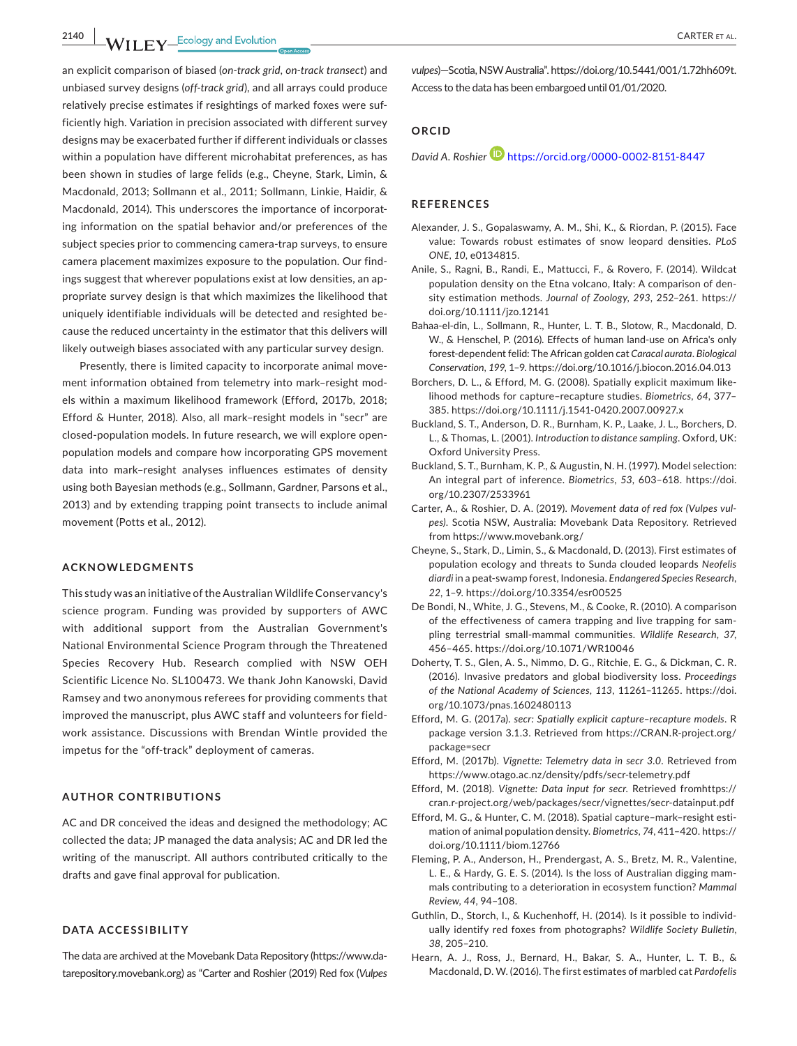an explicit comparison of biased (*on-track grid*, *on-track transect*) and unbiased survey designs (*off-track grid*), and all arrays could produce relatively precise estimates if resightings of marked foxes were sufficiently high. Variation in precision associated with different survey designs may be exacerbated further if different individuals or classes within a population have different microhabitat preferences, as has been shown in studies of large felids (e.g., Cheyne, Stark, Limin, & Macdonald, 2013; Sollmann et al., 2011; Sollmann, Linkie, Haidir, & Macdonald, 2014). This underscores the importance of incorporating information on the spatial behavior and/or preferences of the subject species prior to commencing camera-trap surveys, to ensure camera placement maximizes exposure to the population. Our findings suggest that wherever populations exist at low densities, an appropriate survey design is that which maximizes the likelihood that uniquely identifiable individuals will be detected and resighted because the reduced uncertainty in the estimator that this delivers will likely outweigh biases associated with any particular survey design.

Presently, there is limited capacity to incorporate animal movement information obtained from telemetry into mark–resight models within a maximum likelihood framework (Efford, 2017b, 2018; Efford & Hunter, 2018). Also, all mark–resight models in "secr" are closed-population models. In future research, we will explore open-population models and compare how incorporating GPS movement data into mark–resight analyses influences estimates of density using both Bayesian methods (e.g., Sollmann, Gardner, Parsons et al., 2013) and by extending trapping point transects to include animal movement (Potts et al., 2012).

## ACKNOWLEDGMENTS

This study was an initiative of the Australian Wildlife Conservancy's science program. Funding was provided by supporters of AWC with additional support from the Australian Government's National Environmental Science Program through the Threatened Species Recovery Hub. Research complied with NSW OEH Scientific Licence No. SL100473. We thank John Kanowski, David Ramsey and two anonymous referees for providing comments that improved the manuscript, plus AWC staff and volunteers for fieldwork assistance. Discussions with Brendan Wintle provided the impetus for the "off-track" deployment of cameras.

## AUTHOR CONTRIBUTIONS

AC and DR conceived the ideas and designed the methodology; AC collected the data; JP managed the data analysis; AC and DR led the writing of the manuscript. All authors contributed critically to the drafts and gave final approval for publication.

## DATA ACCESSIBILITY

The data are archived at the Movebank Data Repository (https://www.datarepository.movebank.org) as "Carter and Roshier (2019) Red fox (*Vulpes vulpes*)—Scotia, NSW Australia". https://doi.org/10.5441/001/1.72hh609t. Access to the data has been embargoed until 01/01/2020.

## ORCID

*David A. Roshier* https://orcid.org/0000-0002-8151-8447

## REFERENCES

Alexander, J. S., Gopalaswamy, A. M., Shi, K., & Riordan, P. (2015). Face value: Towards robust estimates of snow leopard densities. *PLoS ONE*, *10*, e0134815.

Anile, S., Ragni, B., Randi, E., Mattucci, F., & Rovero, F. (2014). Wildcat population density on the Etna volcano, Italy: A comparison of density estimation methods. *Journal of Zoology*, *293*, 252–261. https://doi.org/10.1111/jzo.12141

Bahaa-el-din, L., Sollmann, R., Hunter, L. T. B., Slotow, R., Macdonald, D. W., & Henschel, P. (2016). Effects of human land-use on Africa's only forest-dependent felid: The African golden cat *Caracal aurata*. *Biological Conservation*, *199*, 1–9. https://doi.org/10.1016/j.biocon.2016.04.013

Borchers, D. L., & Efford, M. G. (2008). Spatially explicit maximum likelihood methods for capture–recapture studies. *Biometrics*, *64*, 377–385. https://doi.org/10.1111/j.1541-0420.2007.00927.x

Buckland, S. T., Anderson, D. R., Burnham, K. P., Laake, J. L., Borchers, D. L., & Thomas, L. (2001). *Introduction to distance sampling*. Oxford, UK: Oxford University Press.

Buckland, S. T., Burnham, K. P., & Augustin, N. H. (1997). Model selection: An integral part of inference. *Biometrics*, *53*, 603–618. https://doi.org/10.2307/2533961

Carter, A., & Roshier, D. A. (2019). *Movement data of red fox (Vulpes vulpes)*. Scotia NSW, Australia: Movebank Data Repository. Retrieved from https://www.movebank.org/

Cheyne, S., Stark, D., Limin, S., & Macdonald, D. (2013). First estimates of population ecology and threats to Sunda clouded leopards *Neofelis diardi* in a peat-swamp forest, Indonesia. *Endangered Species Research*, *22*, 1–9. https://doi.org/10.3354/esr00525

De Bondi, N., White, J. G., Stevens, M., & Cooke, R. (2010). A comparison of the effectiveness of camera trapping and live trapping for sampling terrestrial small-mammal communities. *Wildlife Research*, *37*, 456–465. https://doi.org/10.1071/WR10046

Doherty, T. S., Glen, A. S., Nimmo, D. G., Ritchie, E. G., & Dickman, C. R. (2016). Invasive predators and global biodiversity loss. *Proceedings of the National Academy of Sciences*, *113*, 11261–11265. https://doi.org/10.1073/pnas.1602480113

Efford, M. G. (2017a). *secr: Spatially explicit capture–recapture models*. R package version 3.1.3. Retrieved from https://CRAN.R-project.org/package=secr

Efford, M. (2017b). *Vignette: Telemetry data in secr 3.0*. Retrieved from https://www.otago.ac.nz/density/pdfs/secr-telemetry.pdf

Efford, M. (2018). *Vignette: Data input for secr*. Retrieved fromhttps://cran.r-project.org/web/packages/secr/vignettes/secr-datainput.pdf

Efford, M. G., & Hunter, C. M. (2018). Spatial capture–mark–resight estimation of animal population density. *Biometrics*, *74*, 411–420. https://doi.org/10.1111/biom.12766

Fleming, P. A., Anderson, H., Prendergast, A. S., Bretz, M. R., Valentine, L. E., & Hardy, G. E. S. (2014). Is the loss of Australian digging mammals contributing to a deterioration in ecosystem function? *Mammal Review*, *44*, 94–108.

Guthlin, D., Storch, I., & Kuchenhoff, H. (2014). Is it possible to individually identify red foxes from photographs? *Wildlife Society Bulletin*, *38*, 205–210.

Hearn, A. J., Ross, J., Bernard, H., Bakar, S. A., Hunter, L. T. B., & Macdonald, D. W. (2016). The first estimates of marbled cat *Pardofelis*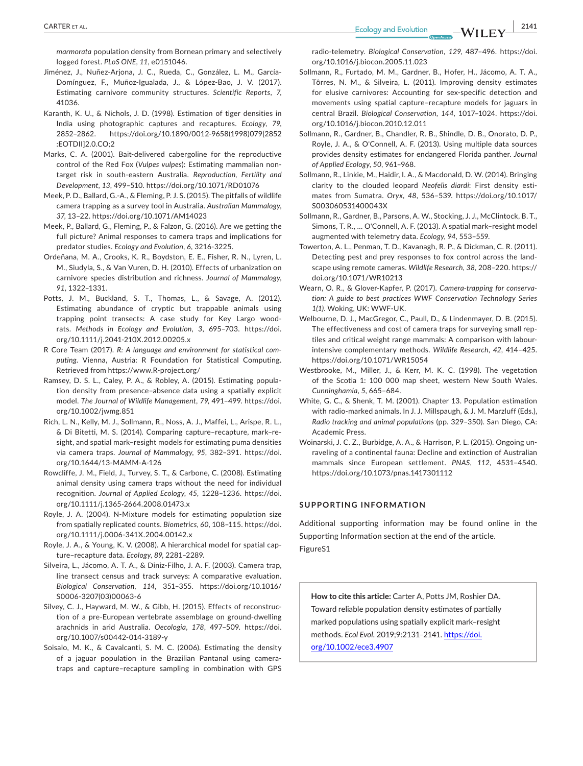*marmorata* population density from Bornean primary and selectively logged forest. *PLoS ONE*, *11*, e0151046.

Jiménez, J., Nuñez-Arjona, J. C., Rueda, C., González, L. M., García-Domínguez, F., Muñoz-Igualada, J., & López-Bao, J. V. (2017). Estimating carnivore community structures. *Scientific Reports*, *7*, 41036.

Karanth, K. U., & Nichols, J. D. (1998). Estimation of tiger densities in India using photographic captures and recaptures. *Ecology*, *79*, 2852–2862. https://doi.org/10.1890/0012-9658(1998)079[2852:EOTDII]2.0.CO;2

Marks, C. A. (2001). Bait-delivered cabergoline for the reproductive control of the Red Fox (*Vulpes vulpes*): Estimating mammalian non-target risk in south-eastern Australia. *Reproduction, Fertility and Development*, *13*, 499–510. https://doi.org/10.1071/RD01076

Meek, P. D., Ballard, G.-A., & Fleming, P. J. S. (2015). The pitfalls of wildlife camera trapping as a survey tool in Australia. *Australian Mammalogy*, *37*, 13–22. https://doi.org/10.1071/AM14023

Meek, P., Ballard, G., Fleming, P., & Falzon, G. (2016). Are we getting the full picture? Animal responses to camera traps and implications for predator studies. *Ecology and Evolution*, *6*, 3216-3225.

Ordeñana, M. A., Crooks, K. R., Boydston, E. E., Fisher, R. N., Lyren, L. M., Siudyla, S., & Van Vuren, D. H. (2010). Effects of urbanization on carnivore species distribution and richness. *Journal of Mammalogy*, *91*, 1322–1331.

Potts, J. M., Buckland, S. T., Thomas, L., & Savage, A. (2012). Estimating abundance of cryptic but trappable animals using trapping point transects: A case study for Key Largo woodrats. *Methods in Ecology and Evolution*, *3*, 695–703. https://doi.org/10.1111/j.2041-210X.2012.00205.x

R Core Team (2017). *R: A language and environment for statistical computing*. Vienna, Austria: R Foundation for Statistical Computing. Retrieved from https://www.R-project.org/

Ramsey, D. S. L., Caley, P. A., & Robley, A. (2015). Estimating population density from presence–absence data using a spatially explicit model. *The Journal of Wildlife Management*, *79*, 491–499. https://doi.org/10.1002/jwmg.851

Rich, L. N., Kelly, M. J., Sollmann, R., Noss, A. J., Maffei, L., Arispe, R. L., & Di Bitetti, M. S. (2014). Comparing capture–recapture, mark–resight, and spatial mark–resight models for estimating puma densities via camera traps. *Journal of Mammalogy*, *95*, 382–391. https://doi.org/10.1644/13-MAMM-A-126

Rowcliffe, J. M., Field, J., Turvey, S. T., & Carbone, C. (2008). Estimating animal density using camera traps without the need for individual recognition. *Journal of Applied Ecology*, *45*, 1228–1236. https://doi.org/10.1111/j.1365-2664.2008.01473.x

Royle, J. A. (2004). N-Mixture models for estimating population size from spatially replicated counts. *Biometrics*, *60*, 108–115. https://doi.org/10.1111/j.0006-341X.2004.00142.x

Royle, J. A., & Young, K. V. (2008). A hierarchical model for spatial capture–recapture data. *Ecology*, *89*, 2281–2289.

Silveira, L., Jácomo, A. T. A., & Diniz-Filho, J. A. F. (2003). Camera trap, line transect census and track surveys: A comparative evaluation. *Biological Conservation*, *114*, 351–355. https://doi.org/10.1016/S0006-3207(03)00063-6

Silvey, C. J., Hayward, M. W., & Gibb, H. (2015). Effects of reconstruction of a pre-European vertebrate assemblage on ground-dwelling arachnids in arid Australia. *Oecologia*, *178*, 497–509. https://doi.org/10.1007/s00442-014-3189-y

Soisalo, M. K., & Cavalcanti, S. M. C. (2006). Estimating the density of a jaguar population in the Brazilian Pantanal using camera-traps and capture–recapture sampling in combination with GPS radio-telemetry. *Biological Conservation*, *129*, 487–496. https://doi.org/10.1016/j.biocon.2005.11.023

Sollmann, R., Furtado, M. M., Gardner, B., Hofer, H., Jácomo, A. T. A., Tôrres, N. M., & Silveira, L. (2011). Improving density estimates for elusive carnivores: Accounting for sex-specific detection and movements using spatial capture–recapture models for jaguars in central Brazil. *Biological Conservation*, *144*, 1017–1024. https://doi.org/10.1016/j.biocon.2010.12.011

Sollmann, R., Gardner, B., Chandler, R. B., Shindle, D. B., Onorato, D. P., Royle, J. A., & O'Connell, A. F. (2013). Using multiple data sources provides density estimates for endangered Florida panther. *Journal of Applied Ecology*, *50*, 961–968.

Sollmann, R., Linkie, M., Haidir, I. A., & Macdonald, D. W. (2014). Bringing clarity to the clouded leopard *Neofelis diardi*: First density estimates from Sumatra. *Oryx*, *48*, 536–539. https://doi.org/10.1017/S003060531400043X

Sollmann, R., Gardner, B., Parsons, A. W., Stocking, J. J., McClintock, B. T., Simons, T. R., … O'Connell, A. F. (2013). A spatial mark–resight model augmented with telemetry data. *Ecology*, *94*, 553–559.

Towerton, A. L., Penman, T. D., Kavanagh, R. P., & Dickman, C. R. (2011). Detecting pest and prey responses to fox control across the landscape using remote cameras. *Wildlife Research*, *38*, 208–220. https://doi.org/10.1071/WR10213

Wearn, O. R., & Glover-Kapfer, P. (2017). *Camera-trapping for conservation: A guide to best practices WWF Conservation Technology Series 1(1)*. Woking, UK: WWF-UK.

Welbourne, D. J., MacGregor, C., Paull, D., & Lindenmayer, D. B. (2015). The effectiveness and cost of camera traps for surveying small reptiles and critical weight range mammals: A comparison with labour-intensive complementary methods. *Wildlife Research*, *42*, 414–425. https://doi.org/10.1071/WR15054

Westbrooke, M., Miller, J., & Kerr, M. K. C. (1998). The vegetation of the Scotia 1: 100 000 map sheet, western New South Wales. *Cunninghamia*, *5*, 665–684.

White, G. C., & Shenk, T. M. (2001). Chapter 13. Population estimation with radio-marked animals. In J. J. Millspaugh, & J. M. Marzluff (Eds.), *Radio tracking and animal populations* (pp. 329–350). San Diego, CA: Academic Press.

Woinarski, J. C. Z., Burbidge, A. A., & Harrison, P. L. (2015). Ongoing unraveling of a continental fauna: Decline and extinction of Australian mammals since European settlement. *PNAS*, *112*, 4531–4540. https://doi.org/10.1073/pnas.1417301112

## SUPPORTING INFORMATION

Additional supporting information may be found online in the Supporting Information section at the end of the article.
FigureS1

**How to cite this article:** Carter A, Potts JM, Roshier DA. Toward reliable population density estimates of partially marked populations using spatially explicit mark–resight methods. *Ecol Evol*. 2019;9:2131–2141. https://doi.org/10.1002/ece3.4907